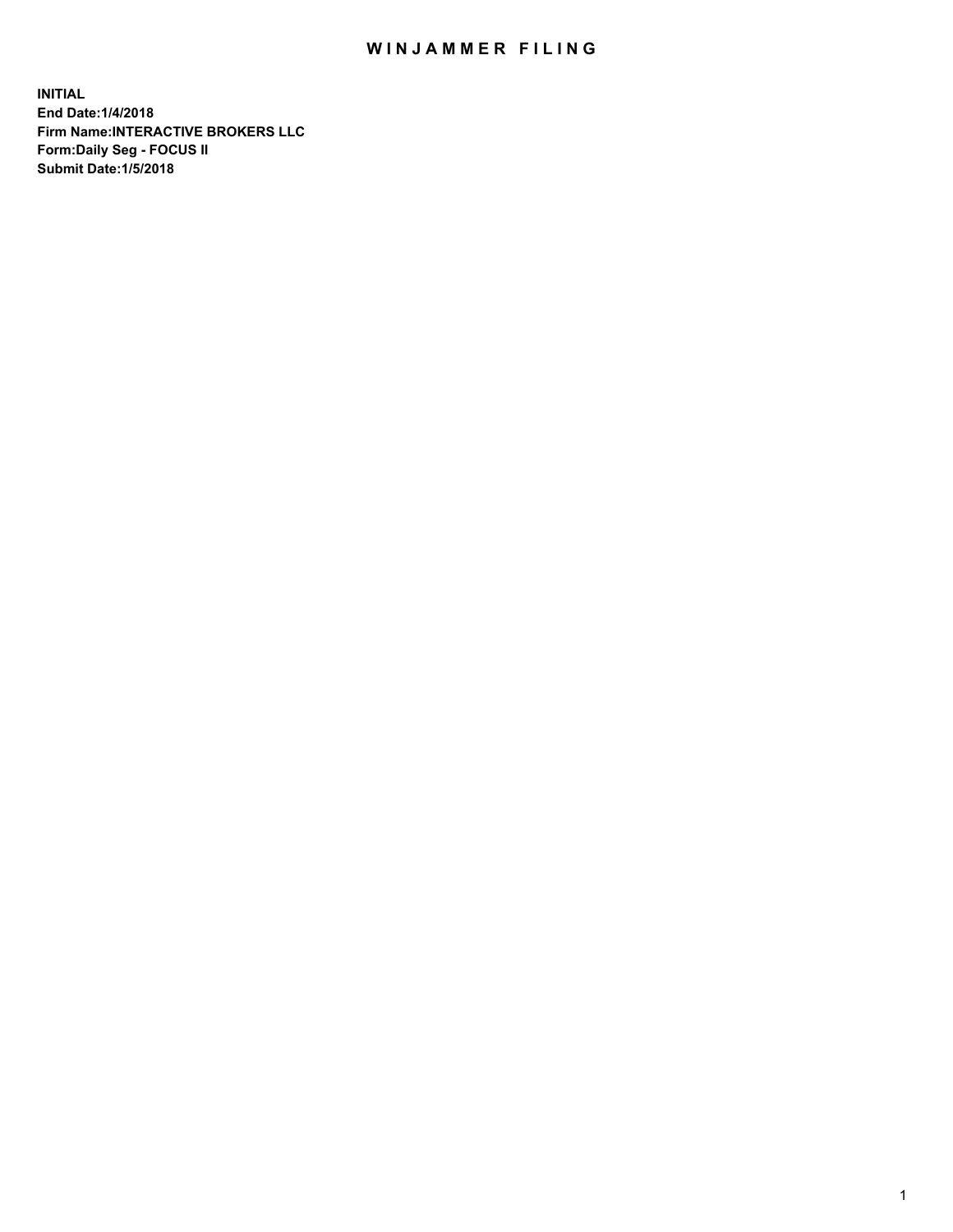# WINJAMMER FILING

**INITIAL**
**End Date:1/4/2018**
**Firm Name:INTERACTIVE BROKERS LLC**
**Form:Daily Seg - FOCUS II**
**Submit Date:1/5/2018**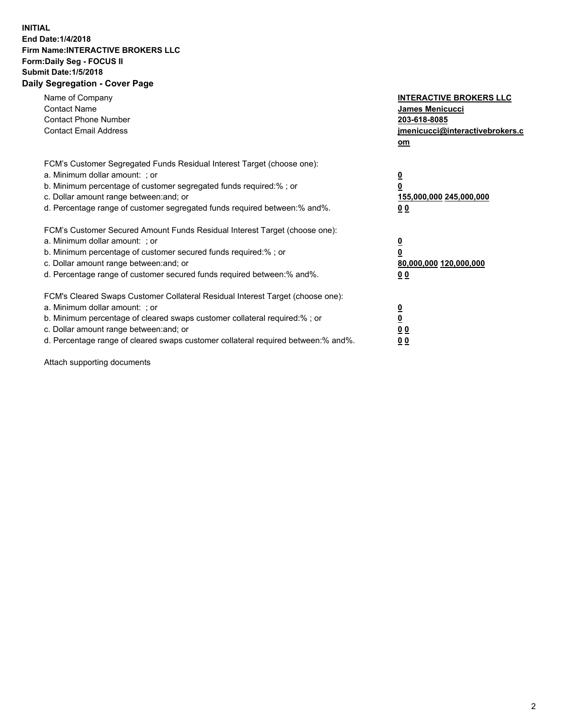**INITIAL**
**End Date:1/4/2018**
**Firm Name:INTERACTIVE BROKERS LLC**
**Form:Daily Seg - FOCUS II**
**Submit Date:1/5/2018**
**Daily Segregation - Cover Page**

| | |
|---|---|
| Name of Company | **INTERACTIVE BROKERS LLC** |
| Contact Name | **James Menicucci** |
| Contact Phone Number | **203-618-8085** |
| Contact Email Address | **jmenicucci@interactivebrokers.com** |

FCM's Customer Segregated Funds Residual Interest Target (choose one):

| | |
|---|---|
| a. Minimum dollar amount: ; or | **0** |
| b. Minimum percentage of customer segregated funds required:% ; or | **0** |
| c. Dollar amount range between:and; or | **155,000,000 245,000,000** |
| d. Percentage range of customer segregated funds required between:% and%. | **0 0** |

FCM's Customer Secured Amount Funds Residual Interest Target (choose one):

| | |
|---|---|
| a. Minimum dollar amount: ; or | **0** |
| b. Minimum percentage of customer secured funds required:% ; or | **0** |
| c. Dollar amount range between:and; or | **80,000,000 120,000,000** |
| d. Percentage range of customer secured funds required between:% and%. | **0 0** |

FCM's Cleared Swaps Customer Collateral Residual Interest Target (choose one):

| | |
|---|---|
| a. Minimum dollar amount: ; or | **0** |
| b. Minimum percentage of cleared swaps customer collateral required:% ; or | **0** |
| c. Dollar amount range between:and; or | **0 0** |
| d. Percentage range of cleared swaps customer collateral required between:% and%. | **0 0** |

Attach supporting documents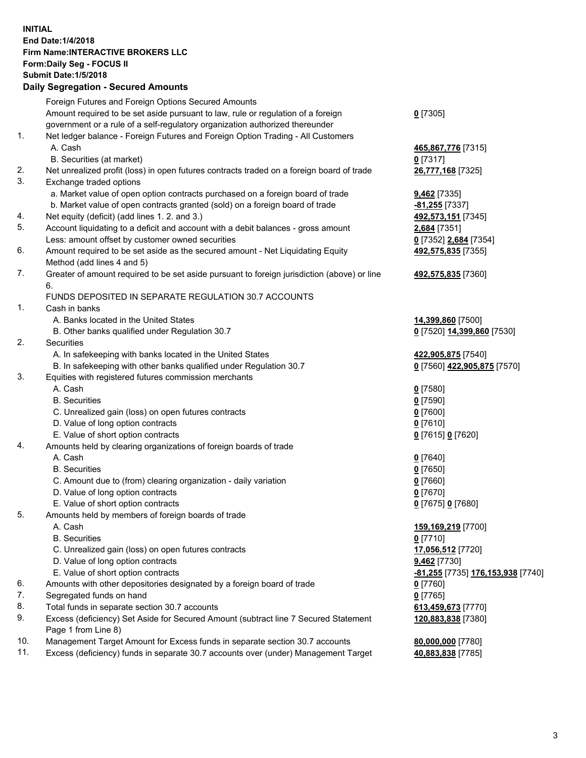**INITIAL**
**End Date:1/4/2018**
**Firm Name:INTERACTIVE BROKERS LLC**
**Form:Daily Seg - FOCUS II**
**Submit Date:1/5/2018**

### Daily Segregation - Secured Amounts

| | | |
|---|---|---|
| | Foreign Futures and Foreign Options Secured Amounts | |
| | Amount required to be set aside pursuant to law, rule or regulation of a foreign government or a rule of a self-regulatory organization authorized thereunder | **0** [7305] |
| 1. | Net ledger balance - Foreign Futures and Foreign Option Trading - All Customers | |
| | A. Cash | **465,867,776** [7315] |
| | B. Securities (at market) | **0** [7317] |
| 2. | Net unrealized profit (loss) in open futures contracts traded on a foreign board of trade | **26,777,168** [7325] |
| 3. | Exchange traded options | |
| | a. Market value of open option contracts purchased on a foreign board of trade | **9,462** [7335] |
| | b. Market value of open contracts granted (sold) on a foreign board of trade | **-81,255** [7337] |
| 4. | Net equity (deficit) (add lines 1. 2. and 3.) | **492,573,151** [7345] |
| 5. | Account liquidating to a deficit and account with a debit balances - gross amount | **2,684** [7351] |
| | Less: amount offset by customer owned securities | **0** [7352] **2,684** [7354] |
| 6. | Amount required to be set aside as the secured amount - Net Liquidating Equity Method (add lines 4 and 5) | **492,575,835** [7355] |
| 7. | Greater of amount required to be set aside pursuant to foreign jurisdiction (above) or line 6. | **492,575,835** [7360] |
| | FUNDS DEPOSITED IN SEPARATE REGULATION 30.7 ACCOUNTS | |
| 1. | Cash in banks | |
| | A. Banks located in the United States | **14,399,860** [7500] |
| | B. Other banks qualified under Regulation 30.7 | **0** [7520] **14,399,860** [7530] |
| 2. | Securities | |
| | A. In safekeeping with banks located in the United States | **422,905,875** [7540] |
| | B. In safekeeping with other banks qualified under Regulation 30.7 | **0** [7560] **422,905,875** [7570] |
| 3. | Equities with registered futures commission merchants | |
| | A. Cash | **0** [7580] |
| | B. Securities | **0** [7590] |
| | C. Unrealized gain (loss) on open futures contracts | **0** [7600] |
| | D. Value of long option contracts | **0** [7610] |
| | E. Value of short option contracts | **0** [7615] **0** [7620] |
| 4. | Amounts held by clearing organizations of foreign boards of trade | |
| | A. Cash | **0** [7640] |
| | B. Securities | **0** [7650] |
| | C. Amount due to (from) clearing organization - daily variation | **0** [7660] |
| | D. Value of long option contracts | **0** [7670] |
| | E. Value of short option contracts | **0** [7675] **0** [7680] |
| 5. | Amounts held by members of foreign boards of trade | |
| | A. Cash | **159,169,219** [7700] |
| | B. Securities | **0** [7710] |
| | C. Unrealized gain (loss) on open futures contracts | **17,056,512** [7720] |
| | D. Value of long option contracts | **9,462** [7730] |
| | E. Value of short option contracts | **-81,255** [7735] **176,153,938** [7740] |
| 6. | Amounts with other depositories designated by a foreign board of trade | **0** [7760] |
| 7. | Segregated funds on hand | **0** [7765] |
| 8. | Total funds in separate section 30.7 accounts | **613,459,673** [7770] |
| 9. | Excess (deficiency) Set Aside for Secured Amount (subtract line 7 Secured Statement Page 1 from Line 8) | **120,883,838** [7380] |
| 10. | Management Target Amount for Excess funds in separate section 30.7 accounts | **80,000,000** [7780] |
| 11. | Excess (deficiency) funds in separate 30.7 accounts over (under) Management Target | **40,883,838** [7785] |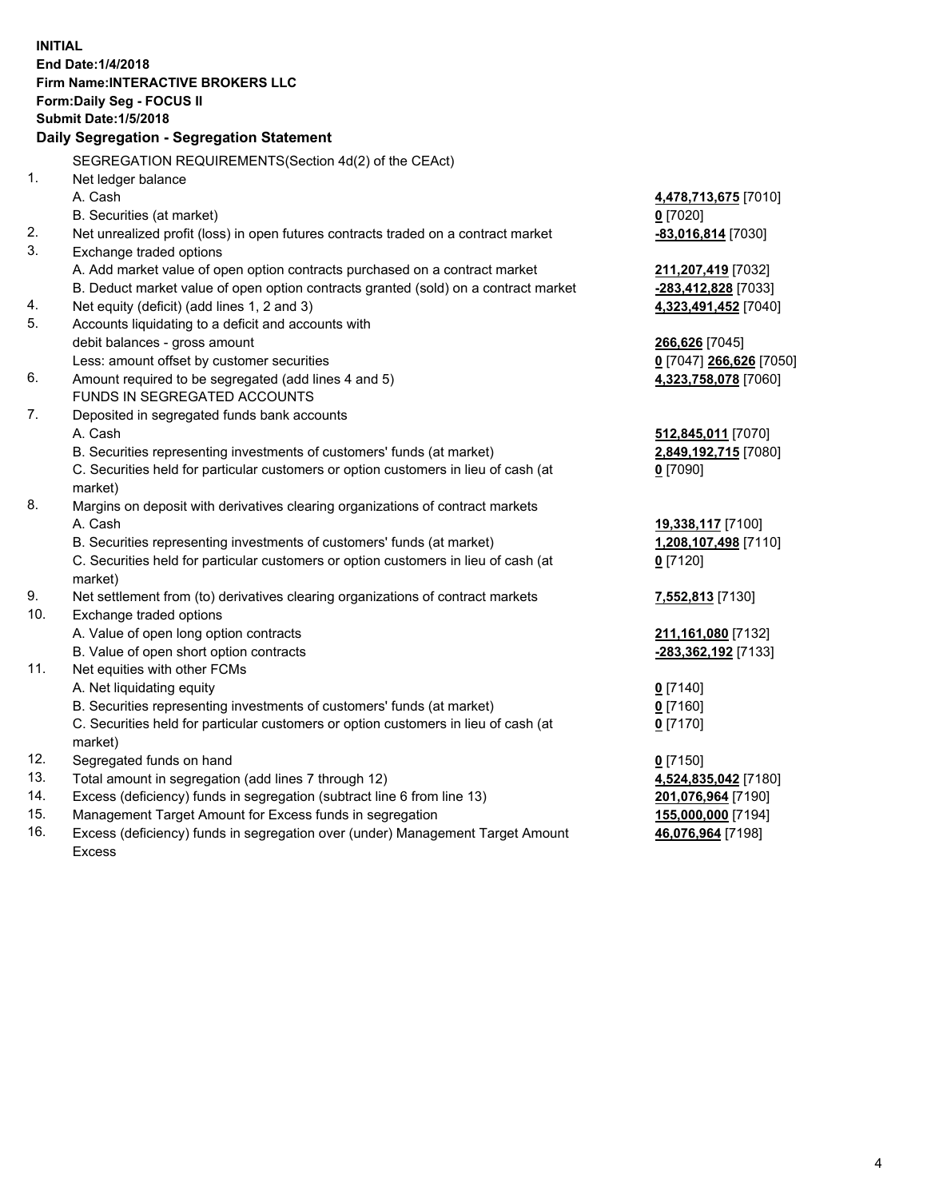**INITIAL**
**End Date:1/4/2018**
**Firm Name:INTERACTIVE BROKERS LLC**
**Form:Daily Seg - FOCUS II**
**Submit Date:1/5/2018**

### Daily Segregation - Segregation Statement

SEGREGATION REQUIREMENTS(Section 4d(2) of the CEAct)

| | | |
|---|---|---|
| 1. | Net ledger balance | |
| | A. Cash | **4,478,713,675** [7010] |
| | B. Securities (at market) | **0** [7020] |
| 2. | Net unrealized profit (loss) in open futures contracts traded on a contract market | **-83,016,814** [7030] |
| 3. | Exchange traded options | |
| | A. Add market value of open option contracts purchased on a contract market | **211,207,419** [7032] |
| | B. Deduct market value of open option contracts granted (sold) on a contract market | **-283,412,828** [7033] |
| 4. | Net equity (deficit) (add lines 1, 2 and 3) | **4,323,491,452** [7040] |
| 5. | Accounts liquidating to a deficit and accounts with | |
| | debit balances - gross amount | **266,626** [7045] |
| | Less: amount offset by customer securities | **0** [7047] **266,626** [7050] |
| 6. | Amount required to be segregated (add lines 4 and 5) | **4,323,758,078** [7060] |
| | FUNDS IN SEGREGATED ACCOUNTS | |
| 7. | Deposited in segregated funds bank accounts | |
| | A. Cash | **512,845,011** [7070] |
| | B. Securities representing investments of customers' funds (at market) | **2,849,192,715** [7080] |
| | C. Securities held for particular customers or option customers in lieu of cash (at market) | **0** [7090] |
| 8. | Margins on deposit with derivatives clearing organizations of contract markets | |
| | A. Cash | **19,338,117** [7100] |
| | B. Securities representing investments of customers' funds (at market) | **1,208,107,498** [7110] |
| | C. Securities held for particular customers or option customers in lieu of cash (at market) | **0** [7120] |
| 9. | Net settlement from (to) derivatives clearing organizations of contract markets | **7,552,813** [7130] |
| 10. | Exchange traded options | |
| | A. Value of open long option contracts | **211,161,080** [7132] |
| | B. Value of open short option contracts | **-283,362,192** [7133] |
| 11. | Net equities with other FCMs | |
| | A. Net liquidating equity | **0** [7140] |
| | B. Securities representing investments of customers' funds (at market) | **0** [7160] |
| | C. Securities held for particular customers or option customers in lieu of cash (at market) | **0** [7170] |
| 12. | Segregated funds on hand | **0** [7150] |
| 13. | Total amount in segregation (add lines 7 through 12) | **4,524,835,042** [7180] |
| 14. | Excess (deficiency) funds in segregation (subtract line 6 from line 13) | **201,076,964** [7190] |
| 15. | Management Target Amount for Excess funds in segregation | **155,000,000** [7194] |
| 16. | Excess (deficiency) funds in segregation over (under) Management Target Amount Excess | **46,076,964** [7198] |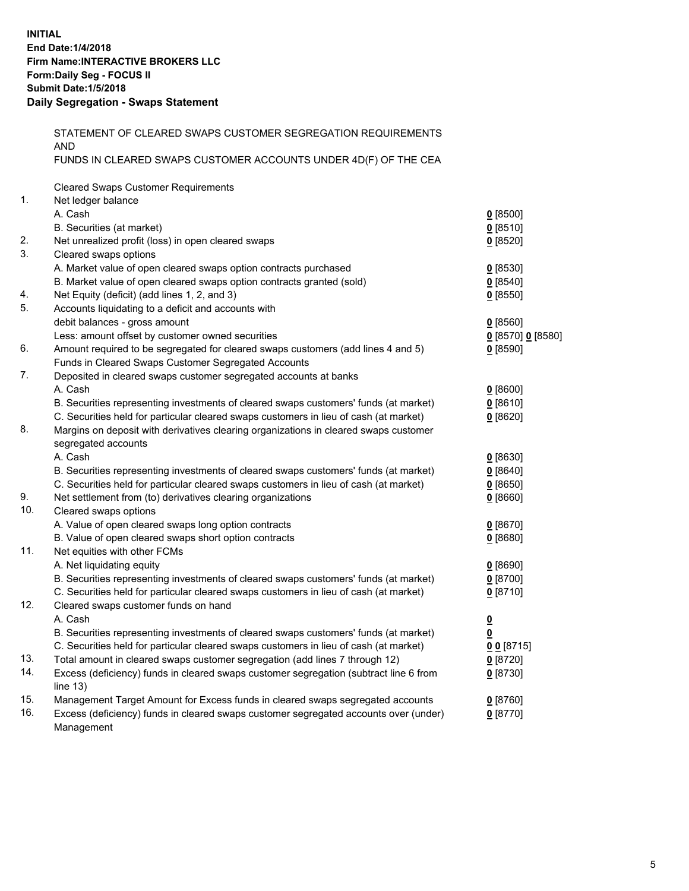**INITIAL**
**End Date:1/4/2018**
**Firm Name:INTERACTIVE BROKERS LLC**
**Form:Daily Seg - FOCUS II**
**Submit Date:1/5/2018**
**Daily Segregation - Swaps Statement**

STATEMENT OF CLEARED SWAPS CUSTOMER SEGREGATION REQUIREMENTS
AND
FUNDS IN CLEARED SWAPS CUSTOMER ACCOUNTS UNDER 4D(F) OF THE CEA

| | | |
|---|---|---|
| | Cleared Swaps Customer Requirements | |
| 1. | Net ledger balance | |
| | A. Cash | 0 [8500] |
| | B. Securities (at market) | 0 [8510] |
| 2. | Net unrealized profit (loss) in open cleared swaps | 0 [8520] |
| 3. | Cleared swaps options | |
| | A. Market value of open cleared swaps option contracts purchased | 0 [8530] |
| | B. Market value of open cleared swaps option contracts granted (sold) | 0 [8540] |
| 4. | Net Equity (deficit) (add lines 1, 2, and 3) | 0 [8550] |
| 5. | Accounts liquidating to a deficit and accounts with | |
| | debit balances - gross amount | 0 [8560] |
| | Less: amount offset by customer owned securities | 0 [8570] 0 [8580] |
| 6. | Amount required to be segregated for cleared swaps customers (add lines 4 and 5) | 0 [8590] |
| | Funds in Cleared Swaps Customer Segregated Accounts | |
| 7. | Deposited in cleared swaps customer segregated accounts at banks | |
| | A. Cash | 0 [8600] |
| | B. Securities representing investments of cleared swaps customers' funds (at market) | 0 [8610] |
| | C. Securities held for particular cleared swaps customers in lieu of cash (at market) | 0 [8620] |
| 8. | Margins on deposit with derivatives clearing organizations in cleared swaps customer segregated accounts | |
| | A. Cash | 0 [8630] |
| | B. Securities representing investments of cleared swaps customers' funds (at market) | 0 [8640] |
| | C. Securities held for particular cleared swaps customers in lieu of cash (at market) | 0 [8650] |
| 9. | Net settlement from (to) derivatives clearing organizations | 0 [8660] |
| 10. | Cleared swaps options | |
| | A. Value of open cleared swaps long option contracts | 0 [8670] |
| | B. Value of open cleared swaps short option contracts | 0 [8680] |
| 11. | Net equities with other FCMs | |
| | A. Net liquidating equity | 0 [8690] |
| | B. Securities representing investments of cleared swaps customers' funds (at market) | 0 [8700] |
| | C. Securities held for particular cleared swaps customers in lieu of cash (at market) | 0 [8710] |
| 12. | Cleared swaps customer funds on hand | |
| | A. Cash | 0 |
| | B. Securities representing investments of cleared swaps customers' funds (at market) | 0 |
| | C. Securities held for particular cleared swaps customers in lieu of cash (at market) | 0 0 [8715] |
| 13. | Total amount in cleared swaps customer segregation (add lines 7 through 12) | 0 [8720] |
| 14. | Excess (deficiency) funds in cleared swaps customer segregation (subtract line 6 from line 13) | 0 [8730] |
| 15. | Management Target Amount for Excess funds in cleared swaps segregated accounts | 0 [8760] |
| 16. | Excess (deficiency) funds in cleared swaps customer segregated accounts over (under) Management | 0 [8770] |